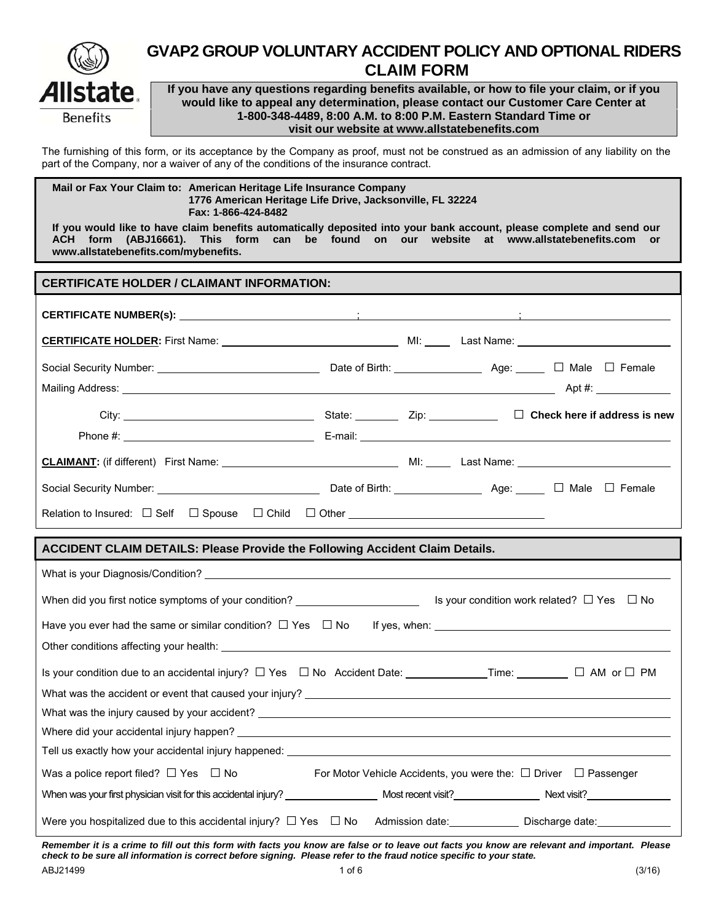# GVAP2 GROUP VOLUNTARY ACCIDENT POLICY AND OPTIONAL RIDERS CLAIM FORM

**If you have any questions regarding benefits available, or how to file your claim, or if you would like to appeal any determination, please contact our Customer Care Center at 1-800-348-4489, 8:00 A.M. to 8:00 P.M. Eastern Standard Time or visit our website at www.allstatebenefits.com**

The furnishing of this form, or its acceptance by the Company as proof, must not be construed as an admission of any liability on the part of the Company, nor a waiver of any of the conditions of the insurance contract.

**Mail or Fax Your Claim to: American Heritage Life Insurance Company**
**1776 American Heritage Life Drive, Jacksonville, FL 32224**
**Fax: 1-866-424-8482**

**If you would like to have claim benefits automatically deposited into your bank account, please complete and send our ACH form (ABJ16661). This form can be found on our website at www.allstatebenefits.com or www.allstatebenefits.com/mybenefits.**

## CERTIFICATE HOLDER / CLAIMANT INFORMATION:

**CERTIFICATE NUMBER(s):** ______________ ; ______________ ; ______________

**CERTIFICATE HOLDER:** First Name: ______________ MI: ____ Last Name: ______________

Social Security Number: ______________ Date of Birth: ______________ Age: ____ ☐ Male ☐ Female

Mailing Address: ______________ Apt #: ______

City: ______________ State: ______ Zip: ______ ☐ **Check here if address is new**

Phone #: ______________ E-mail: ______________

**CLAIMANT:** (if different) First Name: ______________ MI: ____ Last Name: ______________

Social Security Number: ______________ Date of Birth: ______________ Age: ____ ☐ Male ☐ Female

Relation to Insured: ☐ Self ☐ Spouse ☐ Child ☐ Other ______________

## ACCIDENT CLAIM DETAILS: Please Provide the Following Accident Claim Details.

What is your Diagnosis/Condition? ______________

When did you first notice symptoms of your condition? ______________ Is your condition work related? ☐ Yes ☐ No

Have you ever had the same or similar condition? ☐ Yes ☐ No If yes, when: ______________

Other conditions affecting your health: ______________

Is your condition due to an accidental injury? ☐ Yes ☐ No Accident Date: ______________ Time: ______ ☐ AM or ☐ PM

What was the accident or event that caused your injury? ______________

What was the injury caused by your accident? ______________

Where did your accidental injury happen? ______________

Tell us exactly how your accidental injury happened: ______________

Was a police report filed? ☐ Yes ☐ No For Motor Vehicle Accidents, you were the: ☐ Driver ☐ Passenger

When was your first physician visit for this accidental injury? ______________ Most recent visit? ______________ Next visit? ______________

Were you hospitalized due to this accidental injury? ☐ Yes ☐ No Admission date: ______________ Discharge date: ______________

***Remember it is a crime to fill out this form with facts you know are false or to leave out facts you know are relevant and important. Please check to be sure all information is correct before signing. Please refer to the fraud notice specific to your state.***

ABJ21499 (3/16)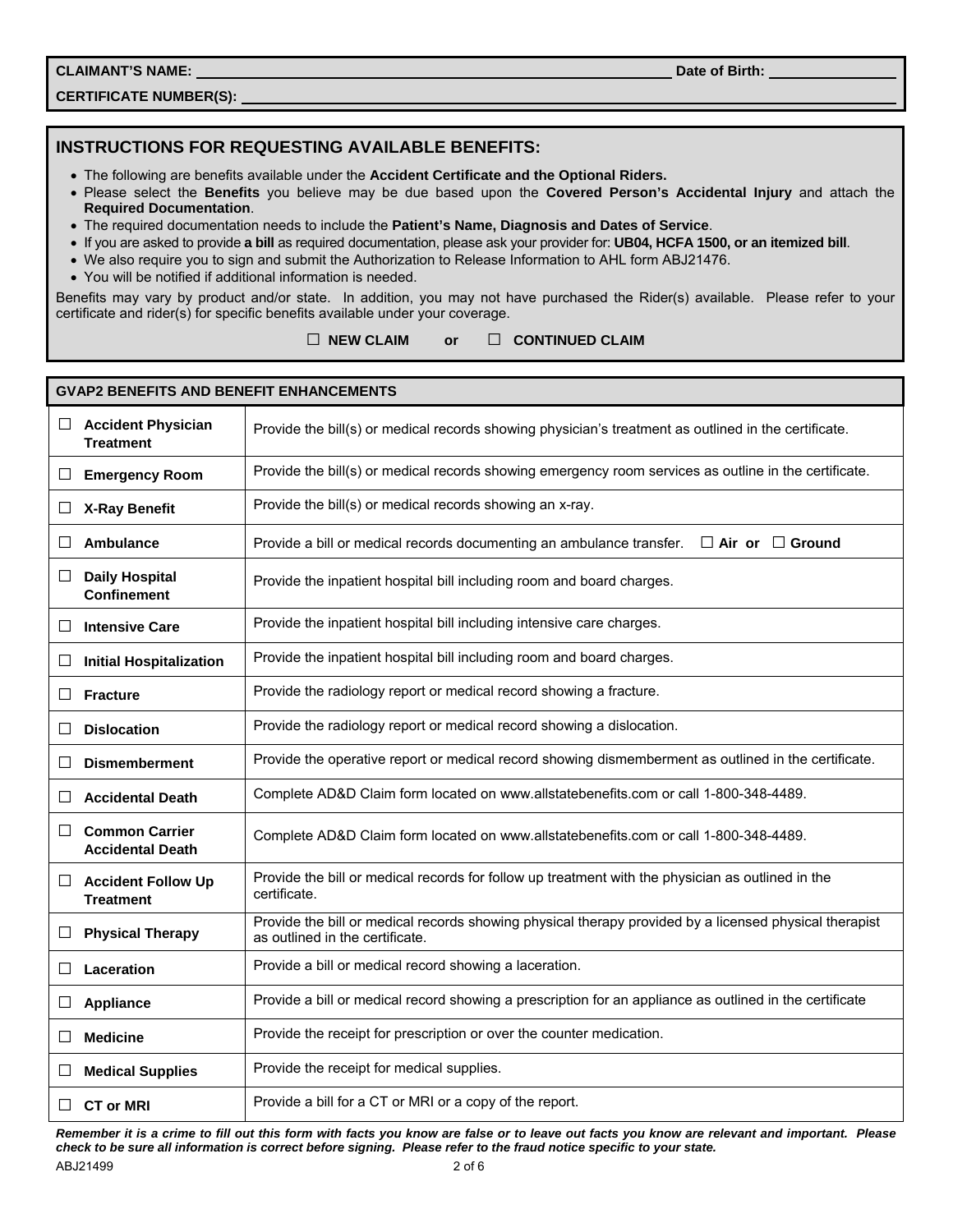**CLAIMANT'S NAME:** ______________________ **Date of Birth:** ____________

**CERTIFICATE NUMBER(S):** ______________________

## INSTRUCTIONS FOR REQUESTING AVAILABLE BENEFITS:

- The following are benefits available under the **Accident Certificate and the Optional Riders.**
- Please select the **Benefits** you believe may be due based upon the **Covered Person's Accidental Injury** and attach the **Required Documentation**.
- The required documentation needs to include the **Patient's Name, Diagnosis and Dates of Service**.
- If you are asked to provide **a bill** as required documentation, please ask your provider for: **UB04, HCFA 1500, or an itemized bill**.
- We also require you to sign and submit the Authorization to Release Information to AHL form ABJ21476.
- You will be notified if additional information is needed.

Benefits may vary by product and/or state. In addition, you may not have purchased the Rider(s) available. Please refer to your certificate and rider(s) for specific benefits available under your coverage.

☐ **NEW CLAIM** or ☐ **CONTINUED CLAIM**

| **GVAP2 BENEFITS AND BENEFIT ENHANCEMENTS** | |
|---|---|
| ☐ **Accident Physician Treatment** | Provide the bill(s) or medical records showing physician's treatment as outlined in the certificate. |
| ☐ **Emergency Room** | Provide the bill(s) or medical records showing emergency room services as outline in the certificate. |
| ☐ **X-Ray Benefit** | Provide the bill(s) or medical records showing an x-ray. |
| ☐ **Ambulance** | Provide a bill or medical records documenting an ambulance transfer. ☐ **Air or** ☐ **Ground** |
| ☐ **Daily Hospital Confinement** | Provide the inpatient hospital bill including room and board charges. |
| ☐ **Intensive Care** | Provide the inpatient hospital bill including intensive care charges. |
| ☐ **Initial Hospitalization** | Provide the inpatient hospital bill including room and board charges. |
| ☐ **Fracture** | Provide the radiology report or medical record showing a fracture. |
| ☐ **Dislocation** | Provide the radiology report or medical record showing a dislocation. |
| ☐ **Dismemberment** | Provide the operative report or medical record showing dismemberment as outlined in the certificate. |
| ☐ **Accidental Death** | Complete AD&D Claim form located on www.allstatebenefits.com or call 1-800-348-4489. |
| ☐ **Common Carrier Accidental Death** | Complete AD&D Claim form located on www.allstatebenefits.com or call 1-800-348-4489. |
| ☐ **Accident Follow Up Treatment** | Provide the bill or medical records for follow up treatment with the physician as outlined in the certificate. |
| ☐ **Physical Therapy** | Provide the bill or medical records showing physical therapy provided by a licensed physical therapist as outlined in the certificate. |
| ☐ **Laceration** | Provide a bill or medical record showing a laceration. |
| ☐ **Appliance** | Provide a bill or medical record showing a prescription for an appliance as outlined in the certificate |
| ☐ **Medicine** | Provide the receipt for prescription or over the counter medication. |
| ☐ **Medical Supplies** | Provide the receipt for medical supplies. |
| ☐ **CT or MRI** | Provide a bill for a CT or MRI or a copy of the report. |

***Remember it is a crime to fill out this form with facts you know are false or to leave out facts you know are relevant and important. Please check to be sure all information is correct before signing. Please refer to the fraud notice specific to your state.***

ABJ21499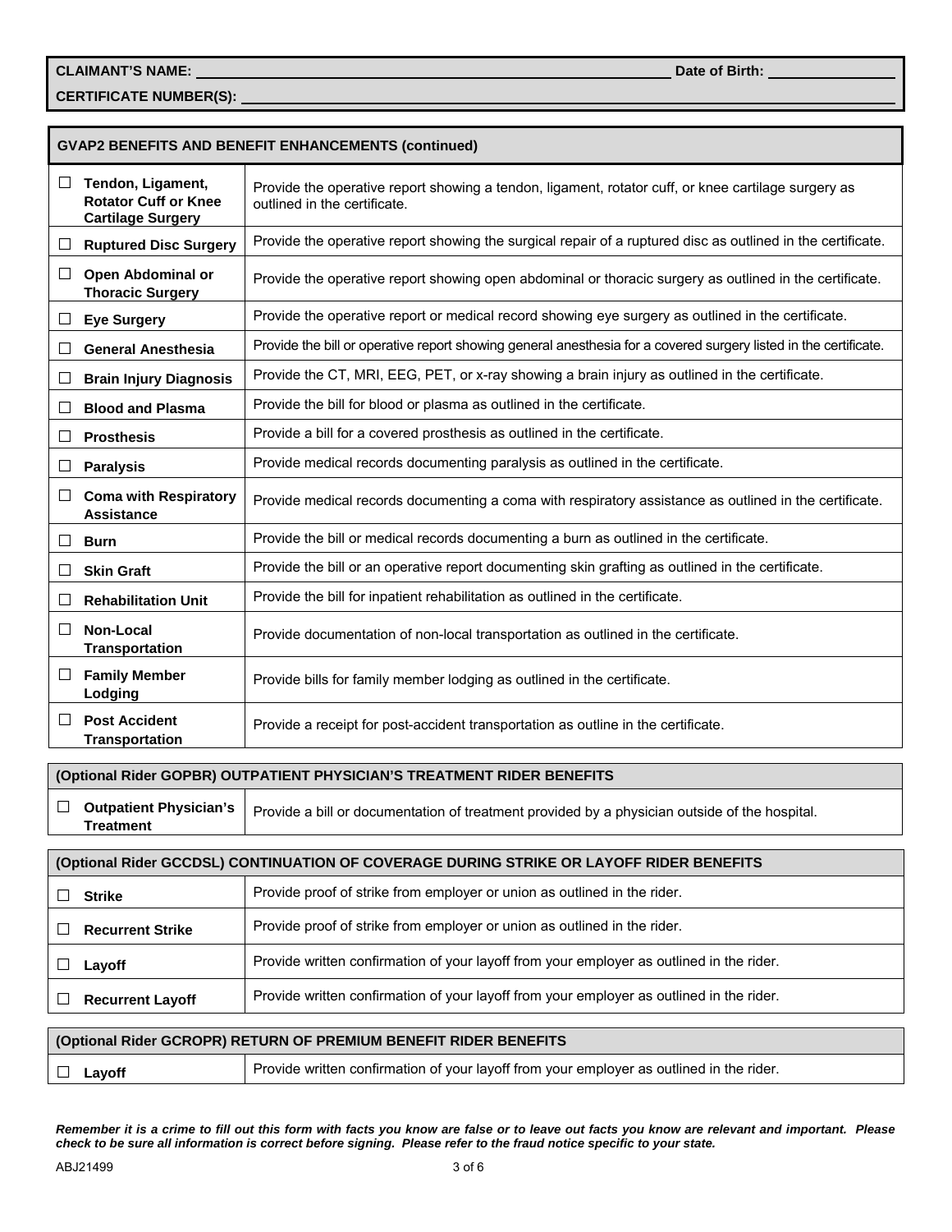**CLAIMANT'S NAME:** ______________________ **Date of Birth:** __________

**CERTIFICATE NUMBER(S):** ______________________

| GVAP2 BENEFITS AND BENEFIT ENHANCEMENTS (continued) | |
|---|---|
| ☐ **Tendon, Ligament, Rotator Cuff or Knee Cartilage Surgery** | Provide the operative report showing a tendon, ligament, rotator cuff, or knee cartilage surgery as outlined in the certificate. |
| ☐ **Ruptured Disc Surgery** | Provide the operative report showing the surgical repair of a ruptured disc as outlined in the certificate. |
| ☐ **Open Abdominal or Thoracic Surgery** | Provide the operative report showing open abdominal or thoracic surgery as outlined in the certificate. |
| ☐ **Eye Surgery** | Provide the operative report or medical record showing eye surgery as outlined in the certificate. |
| ☐ **General Anesthesia** | Provide the bill or operative report showing general anesthesia for a covered surgery listed in the certificate. |
| ☐ **Brain Injury Diagnosis** | Provide the CT, MRI, EEG, PET, or x-ray showing a brain injury as outlined in the certificate. |
| ☐ **Blood and Plasma** | Provide the bill for blood or plasma as outlined in the certificate. |
| ☐ **Prosthesis** | Provide a bill for a covered prosthesis as outlined in the certificate. |
| ☐ **Paralysis** | Provide medical records documenting paralysis as outlined in the certificate. |
| ☐ **Coma with Respiratory Assistance** | Provide medical records documenting a coma with respiratory assistance as outlined in the certificate. |
| ☐ **Burn** | Provide the bill or medical records documenting a burn as outlined in the certificate. |
| ☐ **Skin Graft** | Provide the bill or an operative report documenting skin grafting as outlined in the certificate. |
| ☐ **Rehabilitation Unit** | Provide the bill for inpatient rehabilitation as outlined in the certificate. |
| ☐ **Non-Local Transportation** | Provide documentation of non-local transportation as outlined in the certificate. |
| ☐ **Family Member Lodging** | Provide bills for family member lodging as outlined in the certificate. |
| ☐ **Post Accident Transportation** | Provide a receipt for post-accident transportation as outline in the certificate. |

| (Optional Rider GOPBR) OUTPATIENT PHYSICIAN'S TREATMENT RIDER BENEFITS | |
|---|---|
| ☐ **Outpatient Physician's Treatment** | Provide a bill or documentation of treatment provided by a physician outside of the hospital. |

| (Optional Rider GCCDSL) CONTINUATION OF COVERAGE DURING STRIKE OR LAYOFF RIDER BENEFITS | |
|---|---|
| ☐ **Strike** | Provide proof of strike from employer or union as outlined in the rider. |
| ☐ **Recurrent Strike** | Provide proof of strike from employer or union as outlined in the rider. |
| ☐ **Layoff** | Provide written confirmation of your layoff from your employer as outlined in the rider. |
| ☐ **Recurrent Layoff** | Provide written confirmation of your layoff from your employer as outlined in the rider. |

| (Optional Rider GCROPR) RETURN OF PREMIUM BENEFIT RIDER BENEFITS | |
|---|---|
| ☐ **Layoff** | Provide written confirmation of your layoff from your employer as outlined in the rider. |

***Remember it is a crime to fill out this form with facts you know are false or to leave out facts you know are relevant and important. Please check to be sure all information is correct before signing. Please refer to the fraud notice specific to your state.***

ABJ21499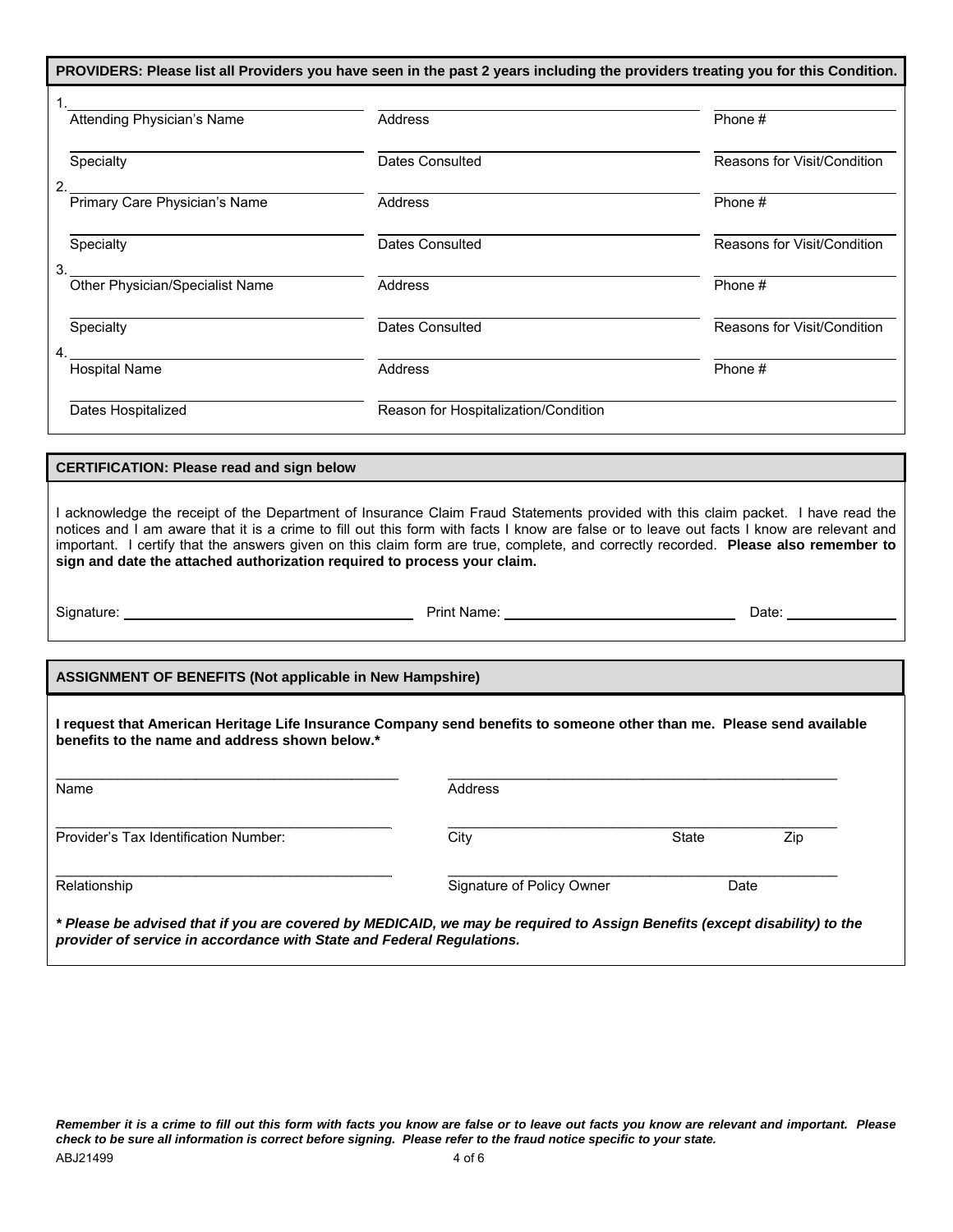## PROVIDERS: Please list all Providers you have seen in the past 2 years including the providers treating you for this Condition.

1. \_\_\_\_\_\_\_\_\_\_\_\_\_\_\_\_\_\_\_\_ \_\_\_\_\_\_\_\_\_\_\_\_\_\_\_\_\_\_\_\_ \_\_\_\_\_\_\_\_\_\_\_\_\_\_\_\_\_\_\_\_

| Attending Physician's Name | Address | Phone # |
|---|---|---|
| | | |
| Specialty | Dates Consulted | Reasons for Visit/Condition |

2.

| Primary Care Physician's Name | Address | Phone # |
|---|---|---|
| | | |
| Specialty | Dates Consulted | Reasons for Visit/Condition |

3.

| Other Physician/Specialist Name | Address | Phone # |
|---|---|---|
| | | |
| Specialty | Dates Consulted | Reasons for Visit/Condition |

4.

| Hospital Name | Address | Phone # |
|---|---|---|
| | | |
| Dates Hospitalized | Reason for Hospitalization/Condition | |

## CERTIFICATION: Please read and sign below

I acknowledge the receipt of the Department of Insurance Claim Fraud Statements provided with this claim packet. I have read the notices and I am aware that it is a crime to fill out this form with facts I know are false or to leave out facts I know are relevant and important. I certify that the answers given on this claim form are true, complete, and correctly recorded. **Please also remember to sign and date the attached authorization required to process your claim.**

Signature: \_\_\_\_\_\_\_\_\_\_\_\_\_\_\_\_\_\_\_\_ Print Name: \_\_\_\_\_\_\_\_\_\_\_\_\_\_\_\_\_\_\_\_ Date: \_\_\_\_\_\_\_\_\_\_

## ASSIGNMENT OF BENEFITS (Not applicable in New Hampshire)

**I request that American Heritage Life Insurance Company send benefits to someone other than me. Please send available benefits to the name and address shown below.***

| | |
|---|---|
| Name | Address |
| Provider's Tax Identification Number: | City State Zip |
| Relationship | Signature of Policy Owner Date |

***\* Please be advised that if you are covered by MEDICAID, we may be required to Assign Benefits (except disability) to the provider of service in accordance with State and Federal Regulations.***

***Remember it is a crime to fill out this form with facts you know are false or to leave out facts you know are relevant and important. Please check to be sure all information is correct before signing. Please refer to the fraud notice specific to your state.***

ABJ21499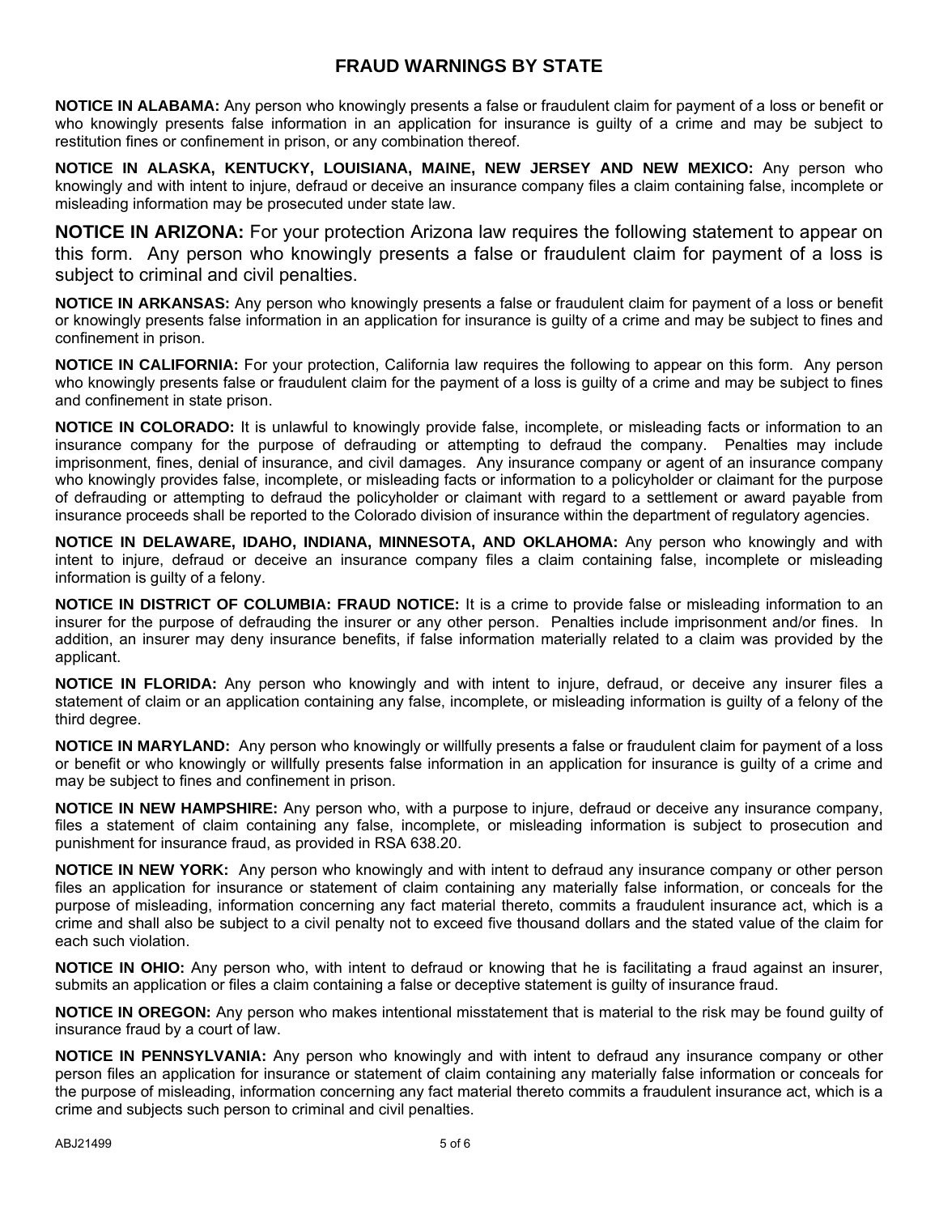# FRAUD WARNINGS BY STATE

**NOTICE IN ALABAMA:** Any person who knowingly presents a false or fraudulent claim for payment of a loss or benefit or who knowingly presents false information in an application for insurance is guilty of a crime and may be subject to restitution fines or confinement in prison, or any combination thereof.

**NOTICE IN ALASKA, KENTUCKY, LOUISIANA, MAINE, NEW JERSEY AND NEW MEXICO:** Any person who knowingly and with intent to injure, defraud or deceive an insurance company files a claim containing false, incomplete or misleading information may be prosecuted under state law.

**NOTICE IN ARIZONA:** For your protection Arizona law requires the following statement to appear on this form. Any person who knowingly presents a false or fraudulent claim for payment of a loss is subject to criminal and civil penalties.

**NOTICE IN ARKANSAS:** Any person who knowingly presents a false or fraudulent claim for payment of a loss or benefit or knowingly presents false information in an application for insurance is guilty of a crime and may be subject to fines and confinement in prison.

**NOTICE IN CALIFORNIA:** For your protection, California law requires the following to appear on this form. Any person who knowingly presents false or fraudulent claim for the payment of a loss is guilty of a crime and may be subject to fines and confinement in state prison.

**NOTICE IN COLORADO:** It is unlawful to knowingly provide false, incomplete, or misleading facts or information to an insurance company for the purpose of defrauding or attempting to defraud the company. Penalties may include imprisonment, fines, denial of insurance, and civil damages. Any insurance company or agent of an insurance company who knowingly provides false, incomplete, or misleading facts or information to a policyholder or claimant for the purpose of defrauding or attempting to defraud the policyholder or claimant with regard to a settlement or award payable from insurance proceeds shall be reported to the Colorado division of insurance within the department of regulatory agencies.

**NOTICE IN DELAWARE, IDAHO, INDIANA, MINNESOTA, AND OKLAHOMA:** Any person who knowingly and with intent to injure, defraud or deceive an insurance company files a claim containing false, incomplete or misleading information is guilty of a felony.

**NOTICE IN DISTRICT OF COLUMBIA: FRAUD NOTICE:** It is a crime to provide false or misleading information to an insurer for the purpose of defrauding the insurer or any other person. Penalties include imprisonment and/or fines. In addition, an insurer may deny insurance benefits, if false information materially related to a claim was provided by the applicant.

**NOTICE IN FLORIDA:** Any person who knowingly and with intent to injure, defraud, or deceive any insurer files a statement of claim or an application containing any false, incomplete, or misleading information is guilty of a felony of the third degree.

**NOTICE IN MARYLAND:** Any person who knowingly or willfully presents a false or fraudulent claim for payment of a loss or benefit or who knowingly or willfully presents false information in an application for insurance is guilty of a crime and may be subject to fines and confinement in prison.

**NOTICE IN NEW HAMPSHIRE:** Any person who, with a purpose to injure, defraud or deceive any insurance company, files a statement of claim containing any false, incomplete, or misleading information is subject to prosecution and punishment for insurance fraud, as provided in RSA 638.20.

**NOTICE IN NEW YORK:** Any person who knowingly and with intent to defraud any insurance company or other person files an application for insurance or statement of claim containing any materially false information, or conceals for the purpose of misleading, information concerning any fact material thereto, commits a fraudulent insurance act, which is a crime and shall also be subject to a civil penalty not to exceed five thousand dollars and the stated value of the claim for each such violation.

**NOTICE IN OHIO:** Any person who, with intent to defraud or knowing that he is facilitating a fraud against an insurer, submits an application or files a claim containing a false or deceptive statement is guilty of insurance fraud.

**NOTICE IN OREGON:** Any person who makes intentional misstatement that is material to the risk may be found guilty of insurance fraud by a court of law.

**NOTICE IN PENNSYLVANIA:** Any person who knowingly and with intent to defraud any insurance company or other person files an application for insurance or statement of claim containing any materially false information or conceals for the purpose of misleading, information concerning any fact material thereto commits a fraudulent insurance act, which is a crime and subjects such person to criminal and civil penalties.

ABJ21499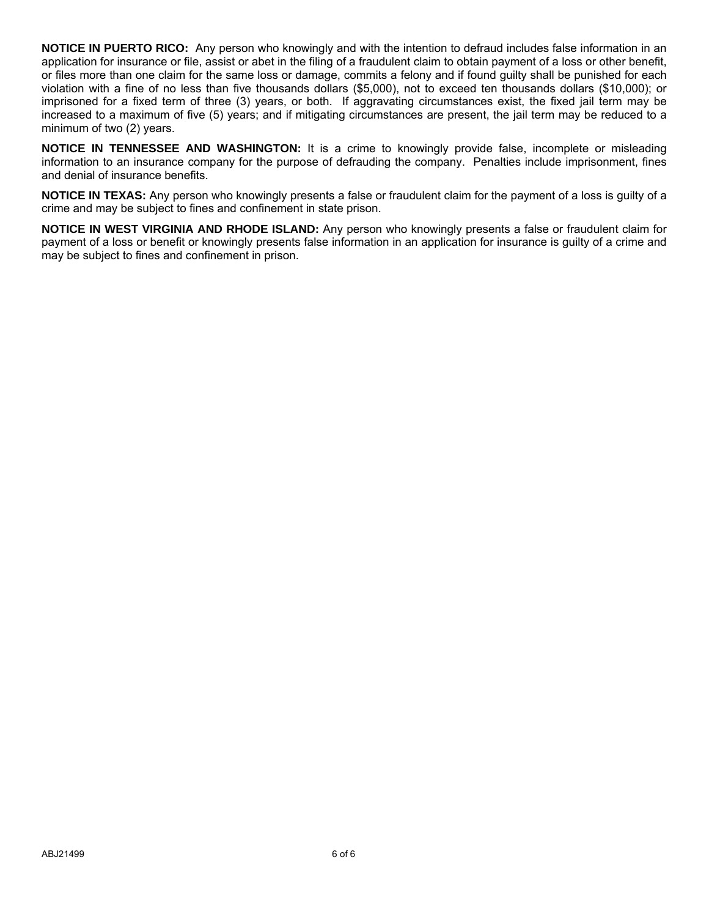**NOTICE IN PUERTO RICO:** Any person who knowingly and with the intention to defraud includes false information in an application for insurance or file, assist or abet in the filing of a fraudulent claim to obtain payment of a loss or other benefit, or files more than one claim for the same loss or damage, commits a felony and if found guilty shall be punished for each violation with a fine of no less than five thousands dollars ($5,000), not to exceed ten thousands dollars ($10,000); or imprisoned for a fixed term of three (3) years, or both. If aggravating circumstances exist, the fixed jail term may be increased to a maximum of five (5) years; and if mitigating circumstances are present, the jail term may be reduced to a minimum of two (2) years.

**NOTICE IN TENNESSEE AND WASHINGTON:** It is a crime to knowingly provide false, incomplete or misleading information to an insurance company for the purpose of defrauding the company. Penalties include imprisonment, fines and denial of insurance benefits.

**NOTICE IN TEXAS:** Any person who knowingly presents a false or fraudulent claim for the payment of a loss is guilty of a crime and may be subject to fines and confinement in state prison.

**NOTICE IN WEST VIRGINIA AND RHODE ISLAND:** Any person who knowingly presents a false or fraudulent claim for payment of a loss or benefit or knowingly presents false information in an application for insurance is guilty of a crime and may be subject to fines and confinement in prison.

ABJ21499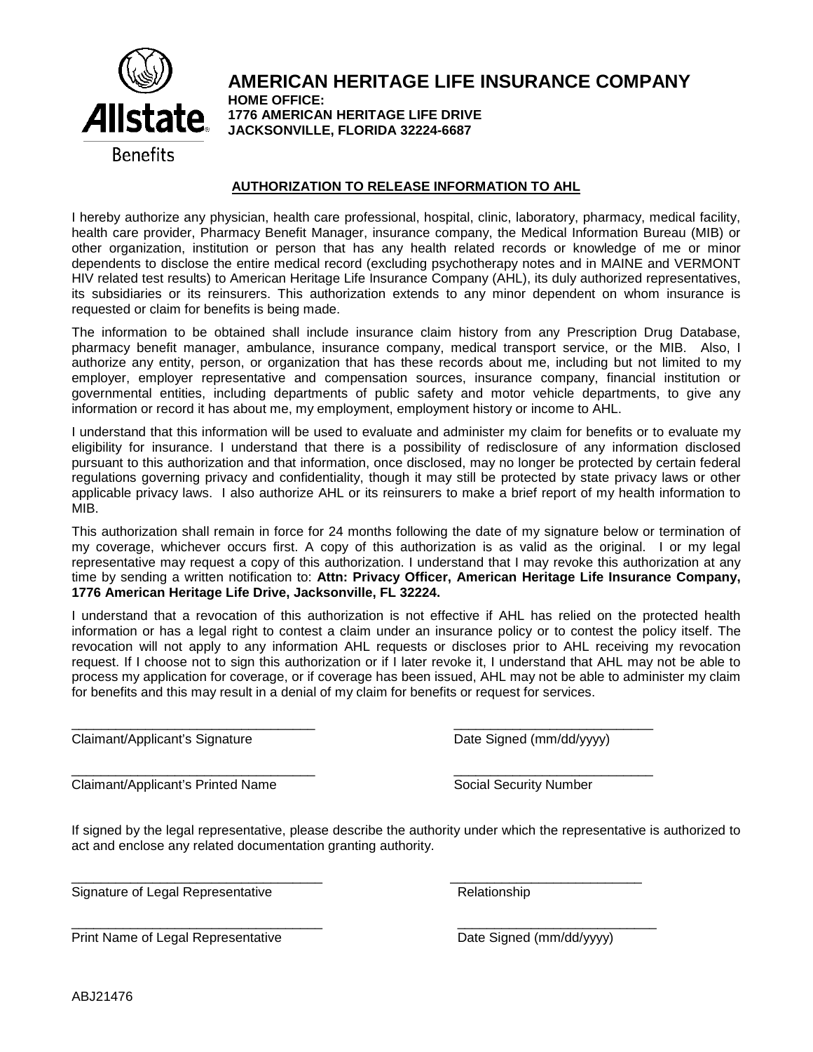Allstate Benefits

# AMERICAN HERITAGE LIFE INSURANCE COMPANY

**HOME OFFICE:**
**1776 AMERICAN HERITAGE LIFE DRIVE**
**JACKSONVILLE, FLORIDA 32224-6687**

## AUTHORIZATION TO RELEASE INFORMATION TO AHL

I hereby authorize any physician, health care professional, hospital, clinic, laboratory, pharmacy, medical facility, health care provider, Pharmacy Benefit Manager, insurance company, the Medical Information Bureau (MIB) or other organization, institution or person that has any health related records or knowledge of me or minor dependents to disclose the entire medical record (excluding psychotherapy notes and in MAINE and VERMONT HIV related test results) to American Heritage Life Insurance Company (AHL), its duly authorized representatives, its subsidiaries or its reinsurers. This authorization extends to any minor dependent on whom insurance is requested or claim for benefits is being made.

The information to be obtained shall include insurance claim history from any Prescription Drug Database, pharmacy benefit manager, ambulance, insurance company, medical transport service, or the MIB. Also, I authorize any entity, person, or organization that has these records about me, including but not limited to my employer, employer representative and compensation sources, insurance company, financial institution or governmental entities, including departments of public safety and motor vehicle departments, to give any information or record it has about me, my employment, employment history or income to AHL.

I understand that this information will be used to evaluate and administer my claim for benefits or to evaluate my eligibility for insurance. I understand that there is a possibility of redisclosure of any information disclosed pursuant to this authorization and that information, once disclosed, may no longer be protected by certain federal regulations governing privacy and confidentiality, though it may still be protected by state privacy laws or other applicable privacy laws. I also authorize AHL or its reinsurers to make a brief report of my health information to MIB.

This authorization shall remain in force for 24 months following the date of my signature below or termination of my coverage, whichever occurs first. A copy of this authorization is as valid as the original. I or my legal representative may request a copy of this authorization. I understand that I may revoke this authorization at any time by sending a written notification to: **Attn: Privacy Officer, American Heritage Life Insurance Company, 1776 American Heritage Life Drive, Jacksonville, FL 32224.**

I understand that a revocation of this authorization is not effective if AHL has relied on the protected health information or has a legal right to contest a claim under an insurance policy or to contest the policy itself. The revocation will not apply to any information AHL requests or discloses prior to AHL receiving my revocation request. If I choose not to sign this authorization or if I later revoke it, I understand that AHL may not be able to process my application for coverage, or if coverage has been issued, AHL may not be able to administer my claim for benefits and this may result in a denial of my claim for benefits or request for services.

| | |
|---|---|
| ______________________________ | ______________________________ |
| Claimant/Applicant's Signature | Date Signed (mm/dd/yyyy) |
| ______________________________ | ______________________________ |
| Claimant/Applicant's Printed Name | Social Security Number |

If signed by the legal representative, please describe the authority under which the representative is authorized to act and enclose any related documentation granting authority.

| | |
|---|---|
| ______________________________ | ______________________________ |
| Signature of Legal Representative | Relationship |
| ______________________________ | ______________________________ |
| Print Name of Legal Representative | Date Signed (mm/dd/yyyy) |

ABJ21476